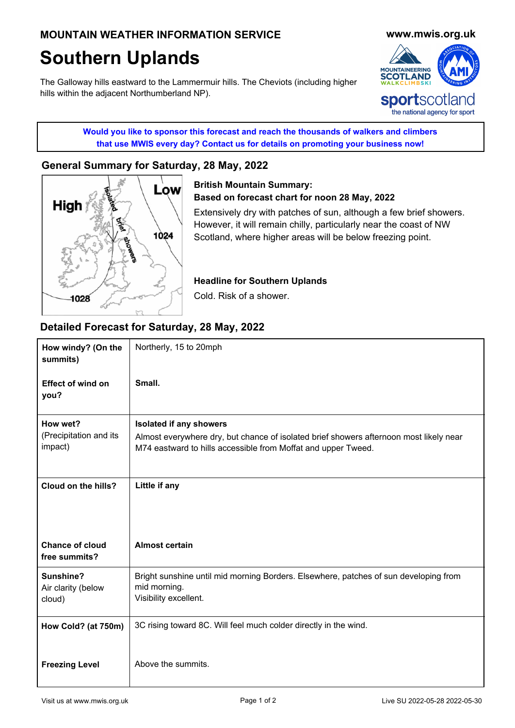MOUNTAIN WEATHER INFORMATION SERVICE

www.mwis.org.uk

# Southern Uplands

The Galloway hills eastward to the Lammermuir hills. The Cheviots (including higher hills within the adjacent Northumberland NP).

**Would you like to sponsor this forecast and reach the thousands of walkers and climbers that use MWIS every day? Contact us for details on promoting your business now!**

## General Summary for Saturday, 28 May, 2022

**British Mountain Summary:**
**Based on forecast chart for noon 28 May, 2022**

Extensively dry with patches of sun, although a few brief showers. However, it will remain chilly, particularly near the coast of NW Scotland, where higher areas will be below freezing point.

**Headline for Southern Uplands**

Cold. Risk of a shower.

## Detailed Forecast for Saturday, 28 May, 2022

| | |
|---|---|
| **How windy? (On the summits)** | Northerly, 15 to 20mph |
| **Effect of wind on you?** | **Small.** |
| **How wet?** (Precipitation and its impact) | **Isolated if any showers** Almost everywhere dry, but chance of isolated brief showers afternoon most likely near M74 eastward to hills accessible from Moffat and upper Tweed. |
| **Cloud on the hills?** | **Little if any** |
| **Chance of cloud free summits?** | **Almost certain** |
| **Sunshine?** Air clarity (below cloud) | Bright sunshine until mid morning Borders. Elsewhere, patches of sun developing from mid morning. Visibility excellent. |
| **How Cold? (at 750m)** | 3C rising toward 8C. Will feel much colder directly in the wind. |
| **Freezing Level** | Above the summits. |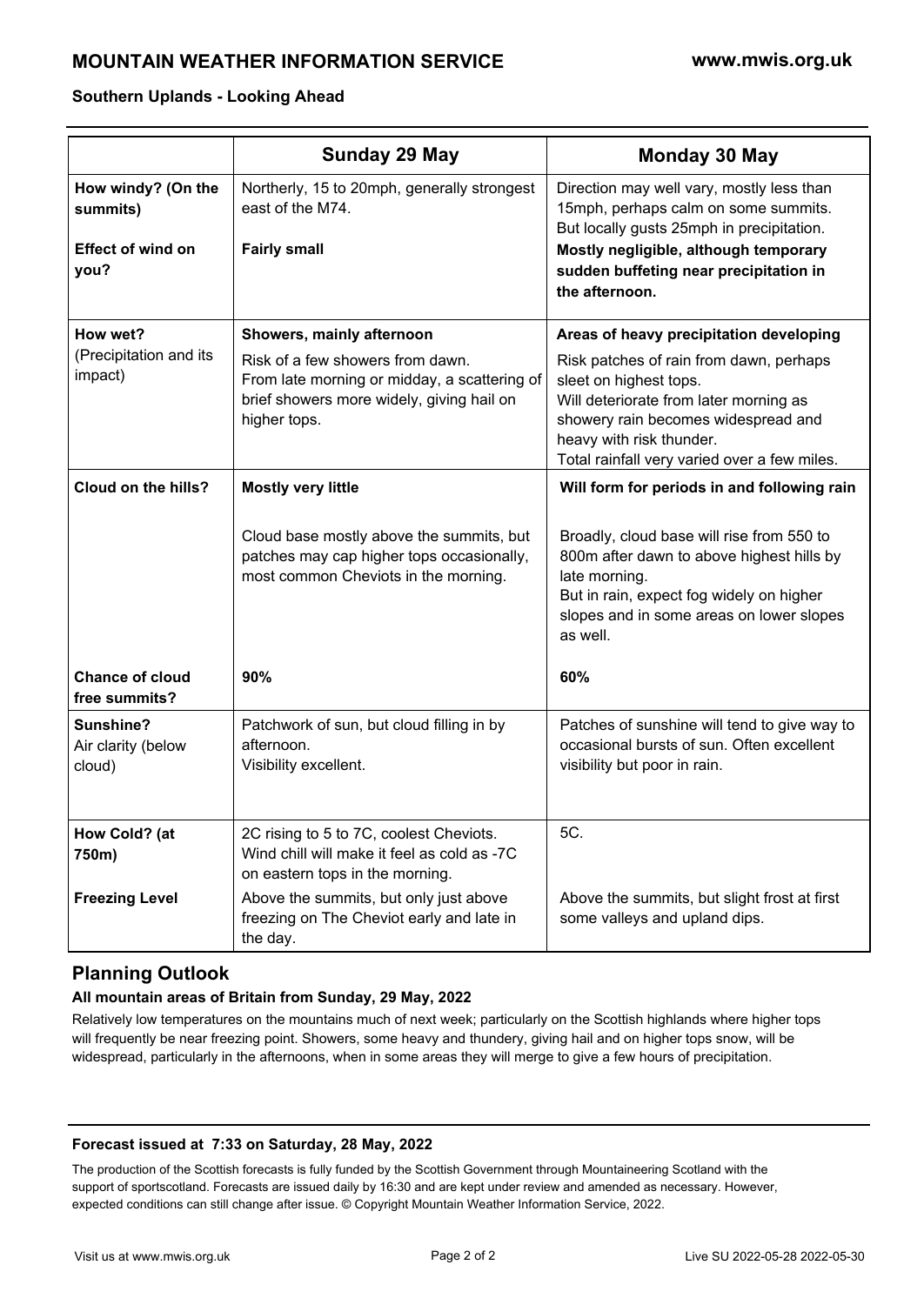# MOUNTAIN WEATHER INFORMATION SERVICE

**www.mwis.org.uk**

**Southern Uplands - Looking Ahead**

| | **Sunday 29 May** | **Monday 30 May** |
|---|---|---|
| **How windy? (On the summits)** | Northerly, 15 to 20mph, generally strongest east of the M74. | Direction may well vary, mostly less than 15mph, perhaps calm on some summits. But locally gusts 25mph in precipitation. |
| **Effect of wind on you?** | **Fairly small** | **Mostly negligible, although temporary sudden buffeting near precipitation in the afternoon.** |
| **How wet?** (Precipitation and its impact) | **Showers, mainly afternoon** Risk of a few showers from dawn. From late morning or midday, a scattering of brief showers more widely, giving hail on higher tops. | **Areas of heavy precipitation developing** Risk patches of rain from dawn, perhaps sleet on highest tops. Will deteriorate from later morning as showery rain becomes widespread and heavy with risk thunder. Total rainfall very varied over a few miles. |
| **Cloud on the hills?** | **Mostly very little** Cloud base mostly above the summits, but patches may cap higher tops occasionally, most common Cheviots in the morning. | **Will form for periods in and following rain** Broadly, cloud base will rise from 550 to 800m after dawn to above highest hills by late morning. But in rain, expect fog widely on higher slopes and in some areas on lower slopes as well. |
| **Chance of cloud free summits?** | **90%** | **60%** |
| **Sunshine?** Air clarity (below cloud) | Patchwork of sun, but cloud filling in by afternoon. Visibility excellent. | Patches of sunshine will tend to give way to occasional bursts of sun. Often excellent visibility but poor in rain. |
| **How Cold? (at 750m)** | 2C rising to 5 to 7C, coolest Cheviots. Wind chill will make it feel as cold as -7C on eastern tops in the morning. | 5C. |
| **Freezing Level** | Above the summits, but only just above freezing on The Cheviot early and late in the day. | Above the summits, but slight frost at first some valleys and upland dips. |

## Planning Outlook

**All mountain areas of Britain from Sunday, 29 May, 2022**

Relatively low temperatures on the mountains much of next week; particularly on the Scottish highlands where higher tops will frequently be near freezing point. Showers, some heavy and thundery, giving hail and on higher tops snow, will be widespread, particularly in the afternoons, when in some areas they will merge to give a few hours of precipitation.

**Forecast issued at 7:33 on Saturday, 28 May, 2022**

The production of the Scottish forecasts is fully funded by the Scottish Government through Mountaineering Scotland with the support of sportscotland. Forecasts are issued daily by 16:30 and are kept under review and amended as necessary. However, expected conditions can still change after issue. © Copyright Mountain Weather Information Service, 2022.